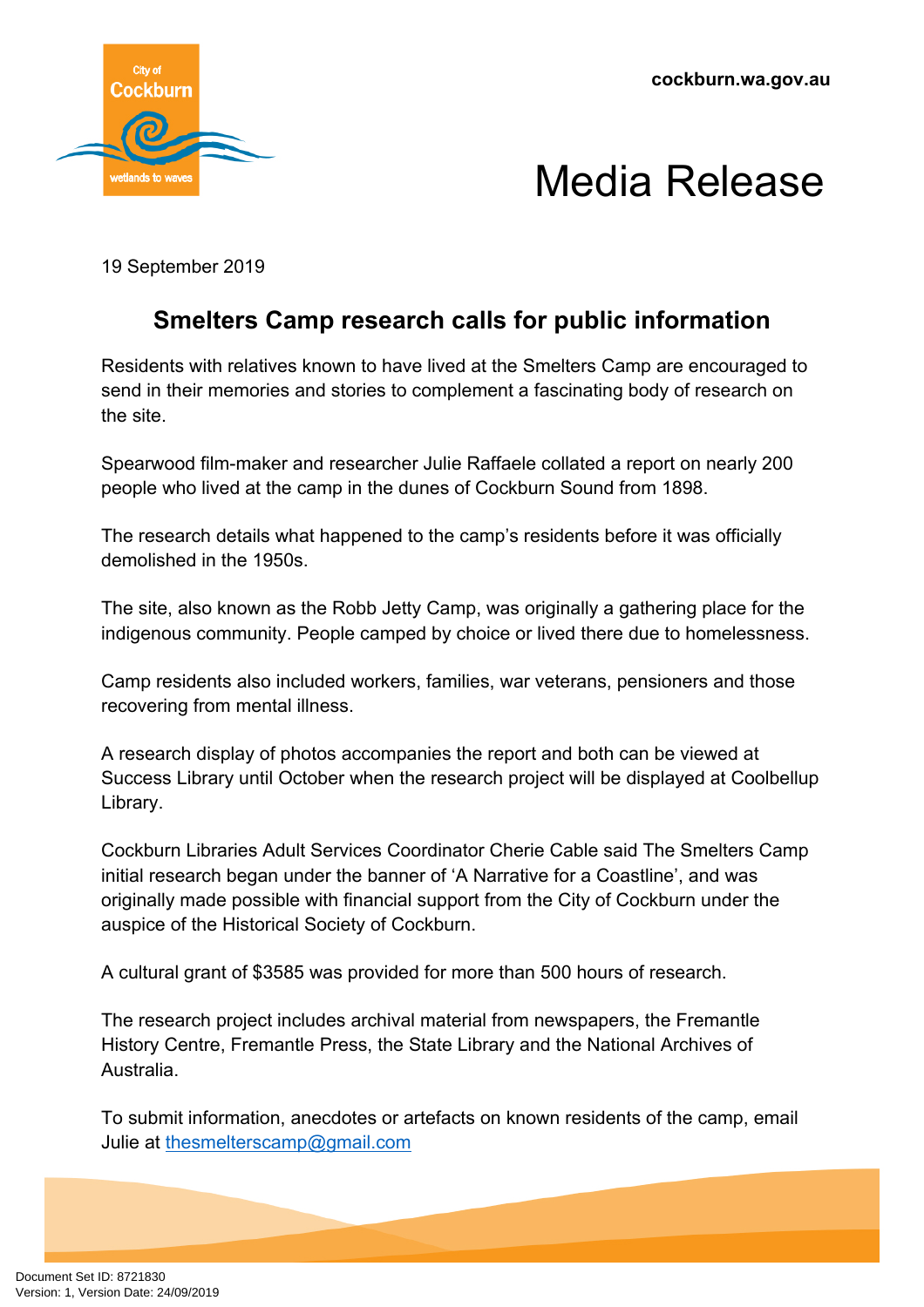cockburn.wa.gov.au

# Media Release

19 September 2019

## Smelters Camp research calls for public information

Residents with relatives known to have lived at the Smelters Camp are encouraged to send in their memories and stories to complement a fascinating body of research on the site.

Spearwood film-maker and researcher Julie Raffaele collated a report on nearly 200 people who lived at the camp in the dunes of Cockburn Sound from 1898.

The research details what happened to the camp's residents before it was officially demolished in the 1950s.

The site, also known as the Robb Jetty Camp, was originally a gathering place for the indigenous community. People camped by choice or lived there due to homelessness.

Camp residents also included workers, families, war veterans, pensioners and those recovering from mental illness.

A research display of photos accompanies the report and both can be viewed at Success Library until October when the research project will be displayed at Coolbellup Library.

Cockburn Libraries Adult Services Coordinator Cherie Cable said The Smelters Camp initial research began under the banner of 'A Narrative for a Coastline', and was originally made possible with financial support from the City of Cockburn under the auspice of the Historical Society of Cockburn.

A cultural grant of $3585 was provided for more than 500 hours of research.

The research project includes archival material from newspapers, the Fremantle History Centre, Fremantle Press, the State Library and the National Archives of Australia.

To submit information, anecdotes or artefacts on known residents of the camp, email Julie at thesmelterscamp@gmail.com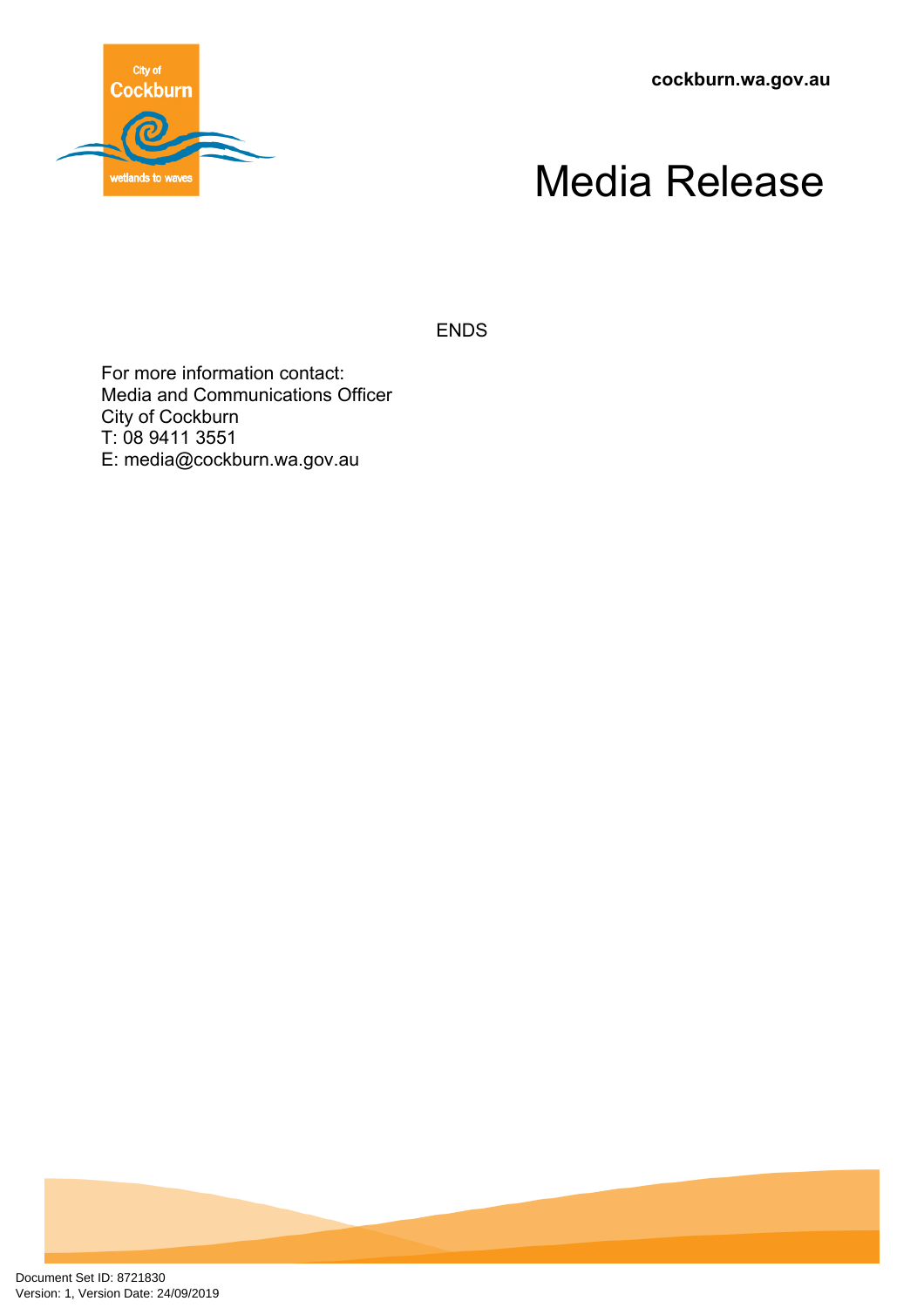ENDS

For more information contact:
Media and Communications Officer
City of Cockburn
T: 08 9411 3551
E: media@cockburn.wa.gov.au